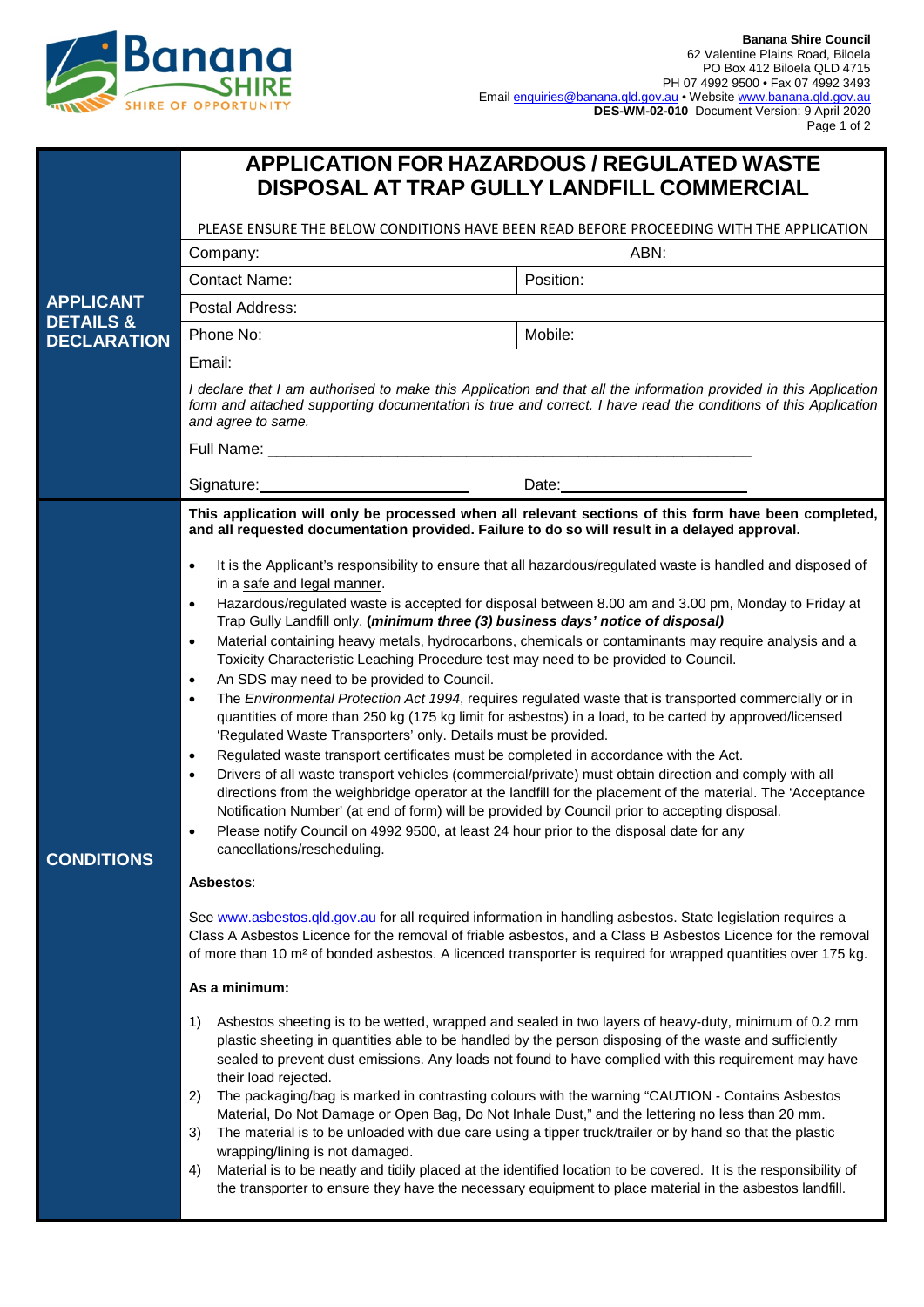**Banana Shire Council**
62 Valentine Plains Road, Biloela
PO Box 412 Biloela QLD 4715
PH 07 4992 9500 • Fax 07 4992 3493
Email enquiries@banana.qld.gov.au • Website www.banana.qld.gov.au
**DES-WM-02-010** Document Version: 9 April 2020

# APPLICATION FOR HAZARDOUS / REGULATED WASTE DISPOSAL AT TRAP GULLY LANDFILL COMMERCIAL

PLEASE ENSURE THE BELOW CONDITIONS HAVE BEEN READ BEFORE PROCEEDING WITH THE APPLICATION

## APPLICANT DETAILS & DECLARATION

| | |
|---|---|
| Company: | ABN: |
| Contact Name: | Position: |
| Postal Address: | |
| Phone No: | Mobile: |
| Email: | |

*I declare that I am authorised to make this Application and that all the information provided in this Application form and attached supporting documentation is true and correct. I have read the conditions of this Application and agree to same.*

Full Name: ____________________________________________________________

Signature: ___________________________ Date: ________________________

## CONDITIONS

**This application will only be processed when all relevant sections of this form have been completed, and all requested documentation provided. Failure to do so will result in a delayed approval.**

- It is the Applicant's responsibility to ensure that all hazardous/regulated waste is handled and disposed of in a safe and legal manner.
- Hazardous/regulated waste is accepted for disposal between 8.00 am and 3.00 pm, Monday to Friday at Trap Gully Landfill only. ***(minimum three (3) business days' notice of disposal)***
- Material containing heavy metals, hydrocarbons, chemicals or contaminants may require analysis and a Toxicity Characteristic Leaching Procedure test may need to be provided to Council.
- An SDS may need to be provided to Council.
- The *Environmental Protection Act 1994*, requires regulated waste that is transported commercially or in quantities of more than 250 kg (175 kg limit for asbestos) in a load, to be carted by approved/licensed 'Regulated Waste Transporters' only. Details must be provided.
- Regulated waste transport certificates must be completed in accordance with the Act.
- Drivers of all waste transport vehicles (commercial/private) must obtain direction and comply with all directions from the weighbridge operator at the landfill for the placement of the material. The 'Acceptance Notification Number' (at end of form) will be provided by Council prior to accepting disposal.
- Please notify Council on 4992 9500, at least 24 hour prior to the disposal date for any cancellations/rescheduling.

**Asbestos**:

See www.asbestos.qld.gov.au for all required information in handling asbestos. State legislation requires a Class A Asbestos Licence for the removal of friable asbestos, and a Class B Asbestos Licence for the removal of more than 10 m² of bonded asbestos. A licenced transporter is required for wrapped quantities over 175 kg.

**As a minimum:**

1) Asbestos sheeting is to be wetted, wrapped and sealed in two layers of heavy-duty, minimum of 0.2 mm plastic sheeting in quantities able to be handled by the person disposing of the waste and sufficiently sealed to prevent dust emissions. Any loads not found to have complied with this requirement may have their load rejected.
2) The packaging/bag is marked in contrasting colours with the warning "CAUTION - Contains Asbestos Material, Do Not Damage or Open Bag, Do Not Inhale Dust," and the lettering no less than 20 mm.
3) The material is to be unloaded with due care using a tipper truck/trailer or by hand so that the plastic wrapping/lining is not damaged.
4) Material is to be neatly and tidily placed at the identified location to be covered. It is the responsibility of the transporter to ensure they have the necessary equipment to place material in the asbestos landfill.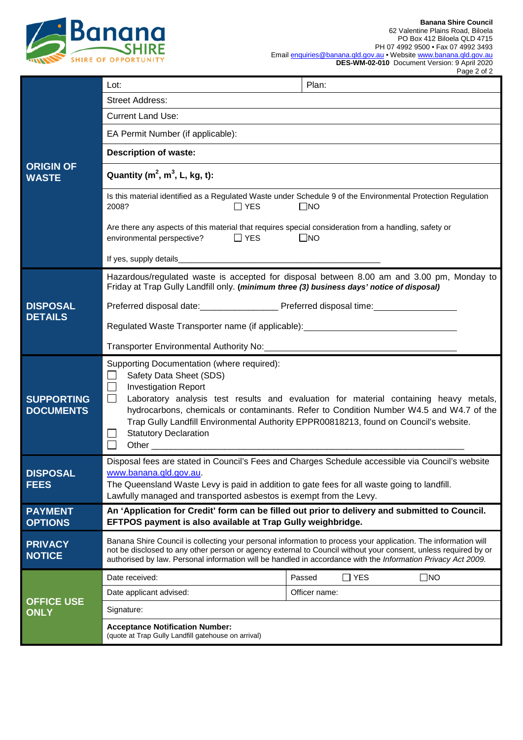**Banana Shire Council**
62 Valentine Plains Road, Biloela
PO Box 412 Biloela QLD 4715
PH 07 4992 9500 • Fax 07 4992 3493
Email enquiries@banana.qld.gov.au • Website www.banana.qld.gov.au
**DES-WM-02-010** Document Version: 9 April 2020

| | | |
|---|---|---|
| **ORIGIN OF WASTE** | Lot: | Plan: |
| | Street Address: | |
| | Current Land Use: | |
| | EA Permit Number (if applicable): | |
| | **Description of waste:** | |
| | **Quantity ($m^2$, $m^3$, L, kg, t):** | |
| | Is this material identified as a Regulated Waste under Schedule 9 of the Environmental Protection Regulation 2008? ☐ YES ☐ NO<br><br>Are there any aspects of this material that requires special consideration from a handling, safety or environmental perspective? ☐ YES ☐ NO<br><br>If yes, supply details_______________________________________________ | |
| **DISPOSAL DETAILS** | Hazardous/regulated waste is accepted for disposal between 8.00 am and 3.00 pm, Monday to Friday at Trap Gully Landfill only. ***(minimum three (3) business days' notice of disposal)***<br><br>Preferred disposal date:________________ Preferred disposal time:_________________<br><br>Regulated Waste Transporter name (if applicable):________________________________<br><br>Transporter Environmental Authority No:________________________________________ | |
| **SUPPORTING DOCUMENTS** | Supporting Documentation (where required):<br>☐ Safety Data Sheet (SDS)<br>☐ Investigation Report<br>☐ Laboratory analysis test results and evaluation for material containing heavy metals, hydrocarbons, chemicals or contaminants. Refer to Condition Number W4.5 and W4.7 of the Trap Gully Landfill Environmental Authority EPPR00818213, found on Council's website.<br>☐ Statutory Declaration<br>☐ Other ________________________________________________________________ | |
| **DISPOSAL FEES** | Disposal fees are stated in Council's Fees and Charges Schedule accessible via Council's website www.banana.qld.gov.au.<br>The Queensland Waste Levy is paid in addition to gate fees for all waste going to landfill.<br>Lawfully managed and transported asbestos is exempt from the Levy. | |
| **PAYMENT OPTIONS** | **An 'Application for Credit' form can be filled out prior to delivery and submitted to Council. EFTPOS payment is also available at Trap Gully weighbridge.** | |
| **PRIVACY NOTICE** | Banana Shire Council is collecting your personal information to process your application. The information will not be disclosed to any other person or agency external to Council without your consent, unless required by or authorised by law. Personal information will be handled in accordance with the *Information Privacy Act 2009.* | |
| **OFFICE USE ONLY** | Date received: | Passed ☐ YES ☐ NO |
| | Date applicant advised: | Officer name: |
| | Signature: | |
| | **Acceptance Notification Number:**<br>(quote at Trap Gully Landfill gatehouse on arrival) | |